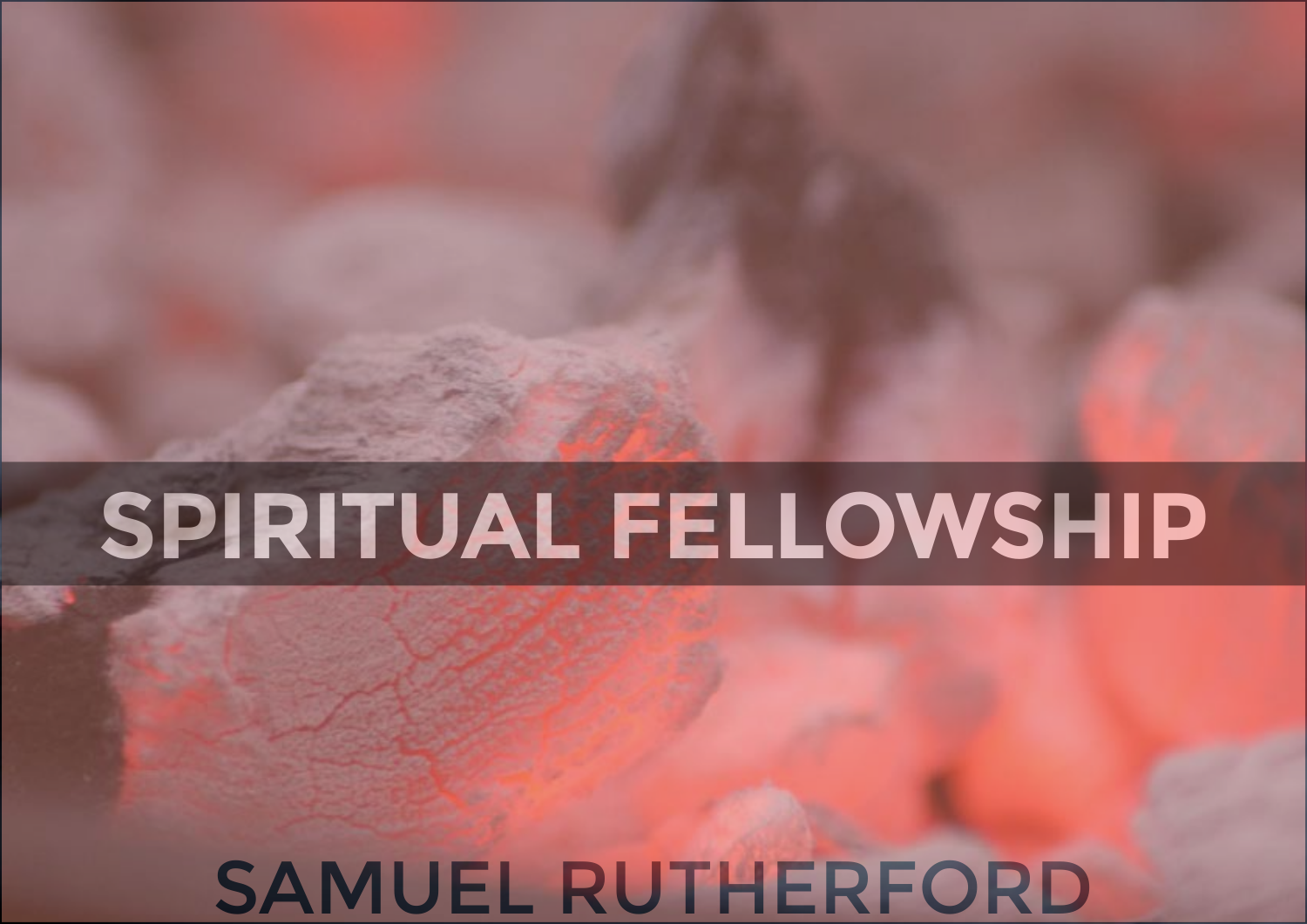# SPIRITUAL FELLOWSHIP

SAMUEL RUTHERFORD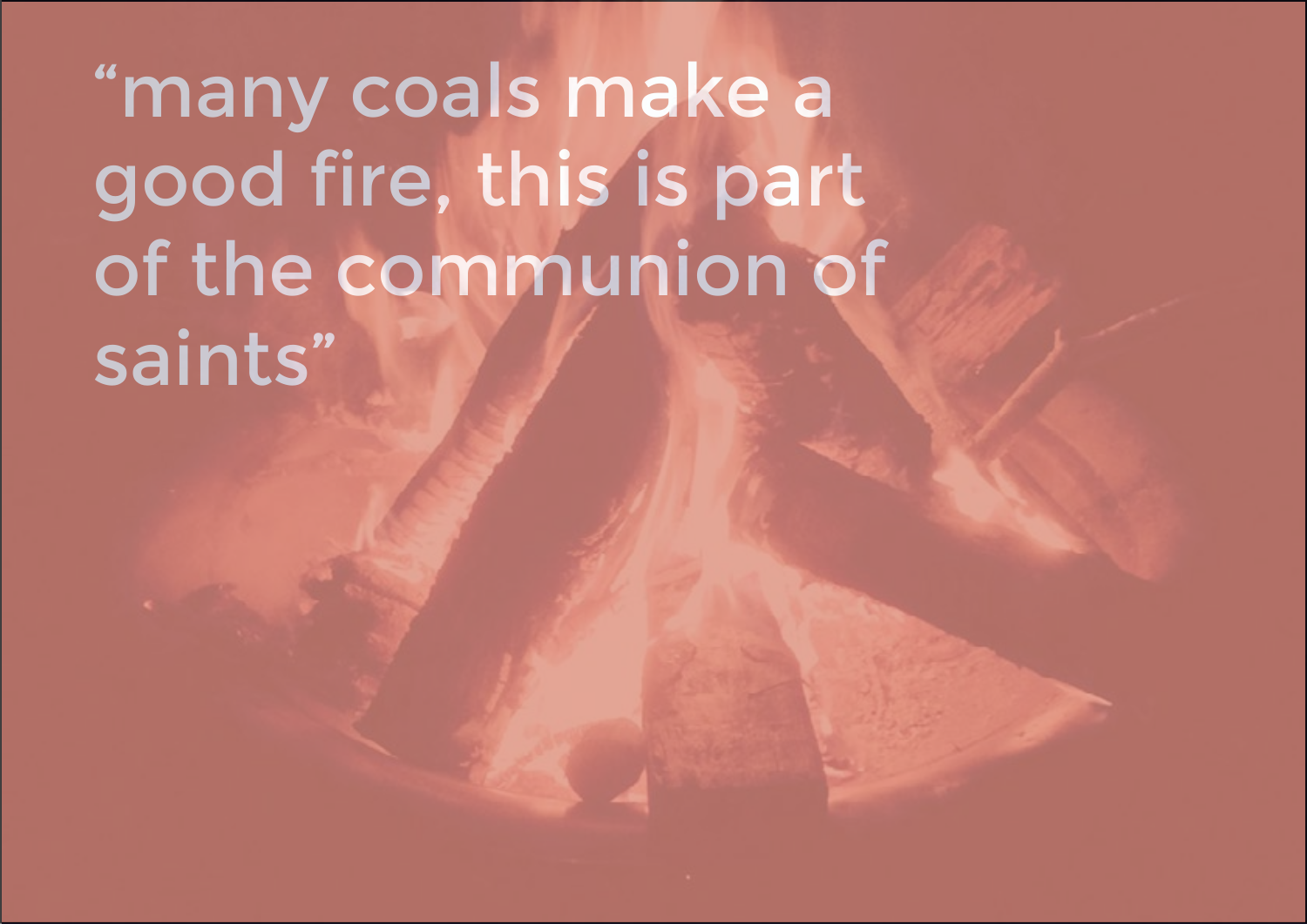“many coals make a good fire, this is part of the communion of saints”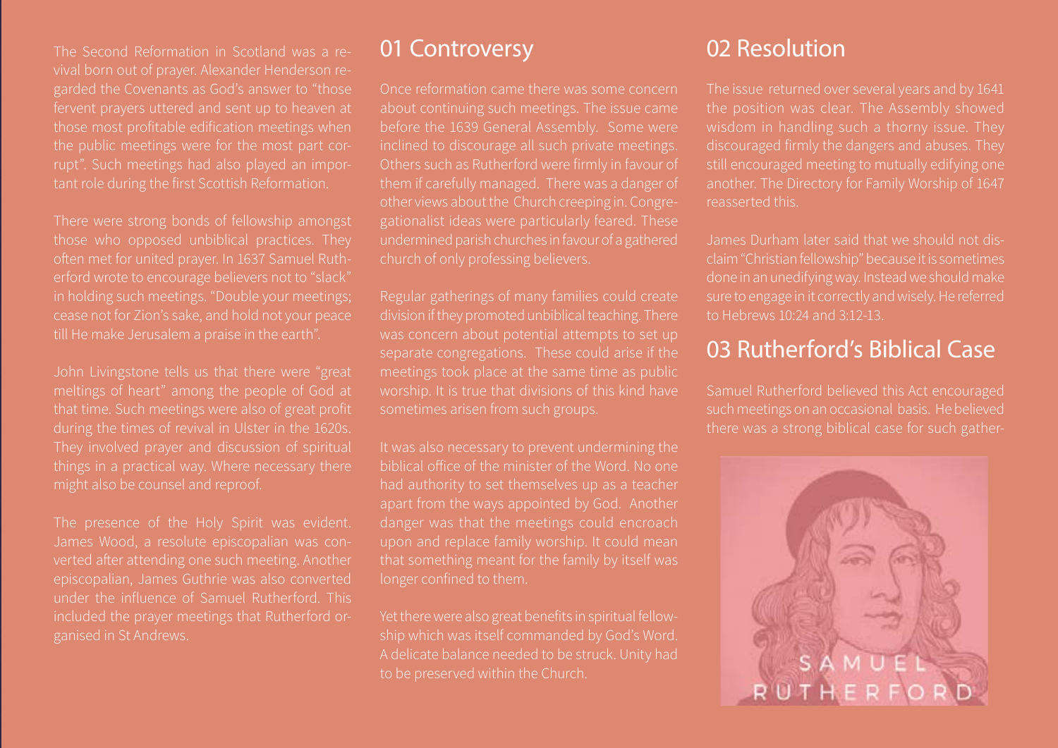The Second Reformation in Scotland was a revival born out of prayer. Alexander Henderson regarded the Covenants as God's answer to "those fervent prayers uttered and sent up to heaven at those most profitable edification meetings when the public meetings were for the most part corrupt". Such meetings had also played an important role during the first Scottish Reformation.

There were strong bonds of fellowship amongst those who opposed unbiblical practices. They often met for united prayer. In 1637 Samuel Rutherford wrote to encourage believers not to "slack" in holding such meetings. "Double your meetings; cease not for Zion's sake, and hold not your peace till He make Jerusalem a praise in the earth".

John Livingstone tells us that there were "great meltings of heart" among the people of God at that time. Such meetings were also of great profit during the times of revival in Ulster in the 1620s. They involved prayer and discussion of spiritual things in a practical way. Where necessary there might also be counsel and reproof.

The presence of the Holy Spirit was evident. James Wood, a resolute episcopalian was converted after attending one such meeting. Another episcopalian, James Guthrie was also converted under the influence of Samuel Rutherford. This included the prayer meetings that Rutherford organised in St Andrews.

## 01 Controversy

Once reformation came there was some concern about continuing such meetings. The issue came before the 1639 General Assembly. Some were inclined to discourage all such private meetings. Others such as Rutherford were firmly in favour of them if carefully managed. There was a danger of other views about the Church creeping in. Congregationalist ideas were particularly feared. These undermined parish churches in favour of a gathered church of only professing believers.

Regular gatherings of many families could create division if they promoted unbiblical teaching. There was concern about potential attempts to set up separate congregations. These could arise if the meetings took place at the same time as public worship. It is true that divisions of this kind have sometimes arisen from such groups.

It was also necessary to prevent undermining the biblical office of the minister of the Word. No one had authority to set themselves up as a teacher apart from the ways appointed by God. Another danger was that the meetings could encroach upon and replace family worship. It could mean that something meant for the family by itself was longer confined to them.

Yet there were also great benefits in spiritual fellowship which was itself commanded by God's Word. A delicate balance needed to be struck. Unity had to be preserved within the Church.

## 02 Resolution

The issue returned over several years and by 1641 the position was clear. The Assembly showed wisdom in handling such a thorny issue. They discouraged firmly the dangers and abuses. They still encouraged meeting to mutually edifying one another. The Directory for Family Worship of 1647 reasserted this.

James Durham later said that we should not disclaim "Christian fellowship" because it is sometimes done in an unedifying way. Instead we should make sure to engage in it correctly and wisely. He referred to Hebrews 10:24 and 3:12-13.

## 03 Rutherford's Biblical Case

Samuel Rutherford believed this Act encouraged such meetings on an occasional basis. He believed there was a strong biblical case for such gather-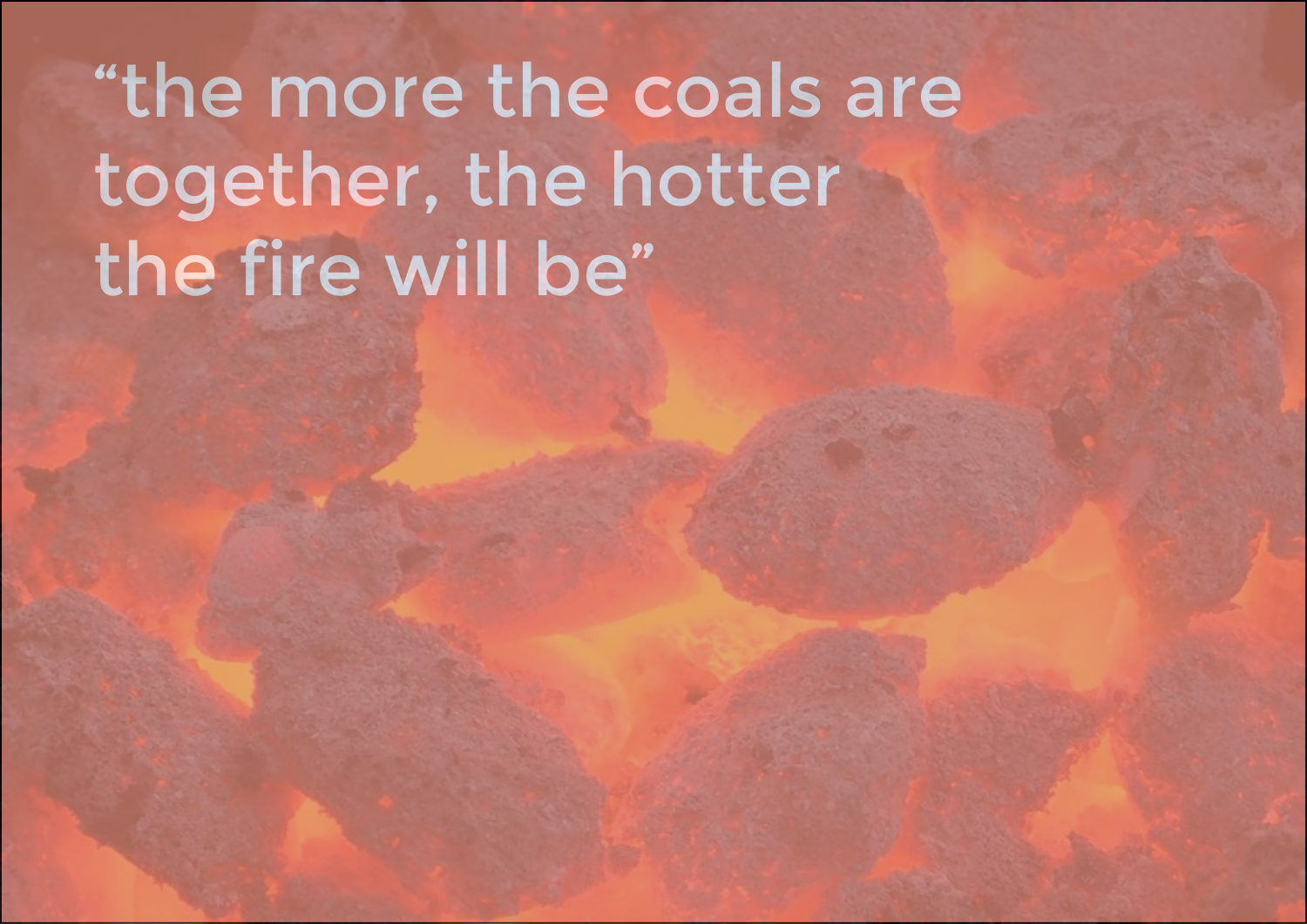"the more the coals are together, the hotter the fire will be"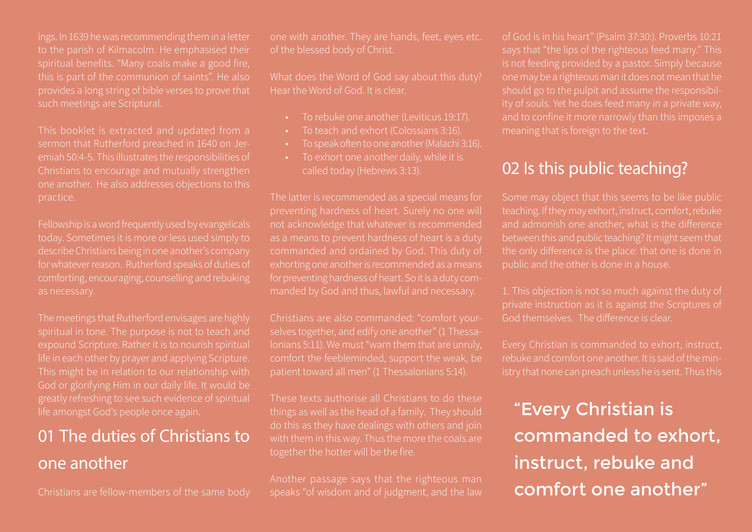ings. In 1639 he was recommending them in a letter to the parish of Kilmacolm. He emphasised their spiritual benefits. "Many coals make a good fire, this is part of the communion of saints". He also provides a long string of bible verses to prove that such meetings are Scriptural.

This booklet is extracted and updated from a sermon that Rutherford preached in 1640 on Jeremiah 50:4-5. This illustrates the responsibilities of Christians to encourage and mutually strengthen one another. He also addresses objections to this practice.

Fellowship is a word frequently used by evangelicals today. Sometimes it is more or less used simply to describe Christians being in one another's company for whatever reason. Rutherford speaks of duties of comforting, encouraging, counselling and rebuking as necessary.

The meetings that Rutherford envisages are highly spiritual in tone. The purpose is not to teach and expound Scripture. Rather it is to nourish spiritual life in each other by prayer and applying Scripture. This might be in relation to our relationship with God or glorifying Him in our daily life. It would be greatly refreshing to see such evidence of spiritual life amongst God's people once again.

## 01 The duties of Christians to one another

Christians are fellow-members of the same body one with another. They are hands, feet, eyes etc. of the blessed body of Christ.

What does the Word of God say about this duty? Hear the Word of God. It is clear.

- To rebuke one another (Leviticus 19:17).
- To teach and exhort (Colossians 3:16).
- To speak often to one another (Malachi 3:16).
- To exhort one another daily, while it is called today (Hebrews 3:13).

The latter is recommended as a special means for preventing hardness of heart. Surely no one will not acknowledge that whatever is recommended as a means to prevent hardness of heart is a duty commanded and ordained by God. This duty of exhorting one another is recommended as a means for preventing hardness of heart. So it is a duty commanded by God and thus, lawful and necessary.

Christians are also commanded: "comfort yourselves together, and edify one another" (1 Thessalonians 5:11). We must "warn them that are unruly, comfort the feebleminded, support the weak, be patient toward all men" (1 Thessalonians 5:14).

These texts authorise all Christians to do these things as well as the head of a family. They should do this as they have dealings with others and join with them in this way. Thus the more the coals are together the hotter will be the fire.

Another passage says that the righteous man speaks "of wisdom and of judgment, and the law of God is in his heart" (Psalm 37:30:). Proverbs 10:21 says that "the lips of the righteous feed many." This is not feeding provided by a pastor. Simply because one may be a righteous man it does not mean that he should go to the pulpit and assume the responsibility of souls. Yet he does feed many in a private way, and to confine it more narrowly than this imposes a meaning that is foreign to the text.

## 02 Is this public teaching?

Some may object that this seems to be like public teaching. If they may exhort, instruct, comfort, rebuke and admonish one another, what is the difference between this and public teaching? It might seem that the only difference is the place: that one is done in public and the other is done in a house.

1. This objection is not so much against the duty of private instruction as it is against the Scriptures of God themselves. The difference is clear.

Every Christian is commanded to exhort, instruct, rebuke and comfort one another. It is said of the ministry that none can preach unless he is sent. Thus this

> "Every Christian is commanded to exhort, instruct, rebuke and comfort one another"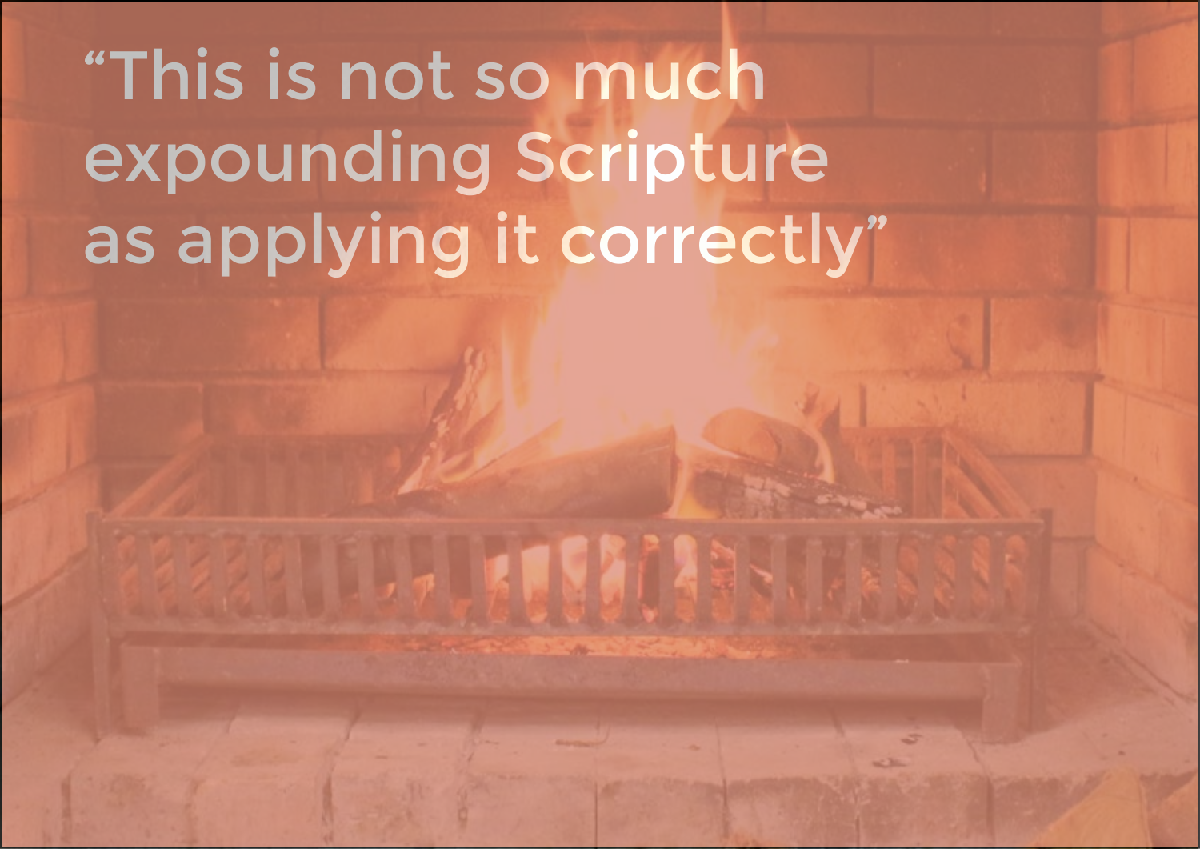"This is not so much expounding Scripture as applying it correctly"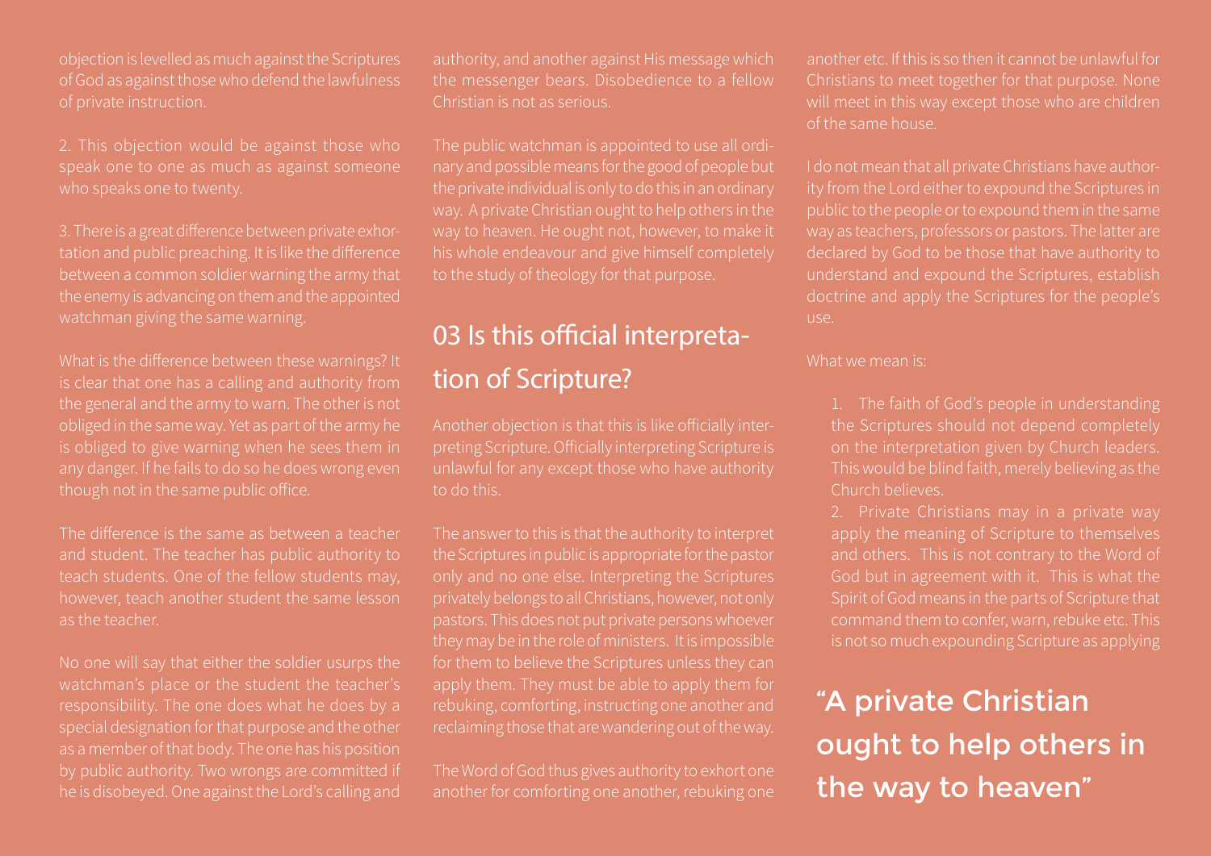objection is levelled as much against the Scriptures of God as against those who defend the lawfulness of private instruction.

2. This objection would be against those who speak one to one as much as against someone who speaks one to twenty.

3. There is a great difference between private exhortation and public preaching. It is like the difference between a common soldier warning the army that the enemy is advancing on them and the appointed watchman giving the same warning.

What is the difference between these warnings? It is clear that one has a calling and authority from the general and the army to warn. The other is not obliged in the same way. Yet as part of the army he is obliged to give warning when he sees them in any danger. If he fails to do so he does wrong even though not in the same public office.

The difference is the same as between a teacher and student. The teacher has public authority to teach students. One of the fellow students may, however, teach another student the same lesson as the teacher.

No one will say that either the soldier usurps the watchman's place or the student the teacher's responsibility. The one does what he does by a special designation for that purpose and the other as a member of that body. The one has his position by public authority. Two wrongs are committed if he is disobeyed. One against the Lord's calling and authority, and another against His message which the messenger bears. Disobedience to a fellow Christian is not as serious.

The public watchman is appointed to use all ordinary and possible means for the good of people but the private individual is only to do this in an ordinary way. A private Christian ought to help others in the way to heaven. He ought not, however, to make it his whole endeavour and give himself completely to the study of theology for that purpose.

## 03 Is this official interpretation of Scripture?

Another objection is that this is like officially interpreting Scripture. Officially interpreting Scripture is unlawful for any except those who have authority to do this.

The answer to this is that the authority to interpret the Scriptures in public is appropriate for the pastor only and no one else. Interpreting the Scriptures privately belongs to all Christians, however, not only pastors. This does not put private persons whoever they may be in the role of ministers. It is impossible for them to believe the Scriptures unless they can apply them. They must be able to apply them for rebuking, comforting, instructing one another and reclaiming those that are wandering out of the way.

The Word of God thus gives authority to exhort one another for comforting one another, rebuking one another etc. If this is so then it cannot be unlawful for Christians to meet together for that purpose. None will meet in this way except those who are children of the same house.

I do not mean that all private Christians have authority from the Lord either to expound the Scriptures in public to the people or to expound them in the same way as teachers, professors or pastors. The latter are declared by God to be those that have authority to understand and expound the Scriptures, establish doctrine and apply the Scriptures for the people's use.

What we mean is:

1. The faith of God's people in understanding the Scriptures should not depend completely on the interpretation given by Church leaders. This would be blind faith, merely believing as the Church believes.
2. Private Christians may in a private way apply the meaning of Scripture to themselves and others. This is not contrary to the Word of God but in agreement with it. This is what the Spirit of God means in the parts of Scripture that command them to confer, warn, rebuke etc. This is not so much expounding Scripture as applying

"A private Christian ought to help others in the way to heaven"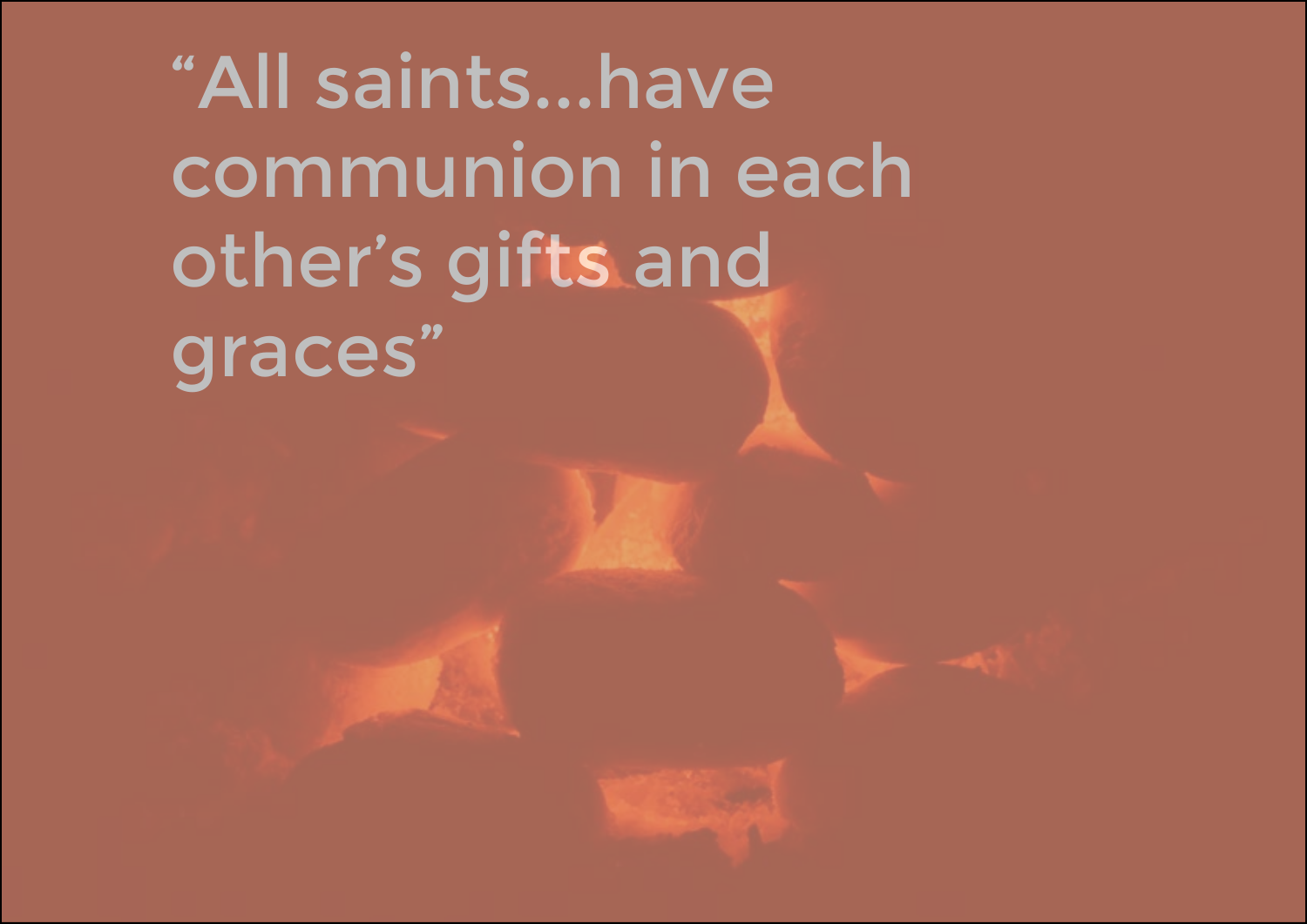"All saints...have communion in each other's gifts and graces"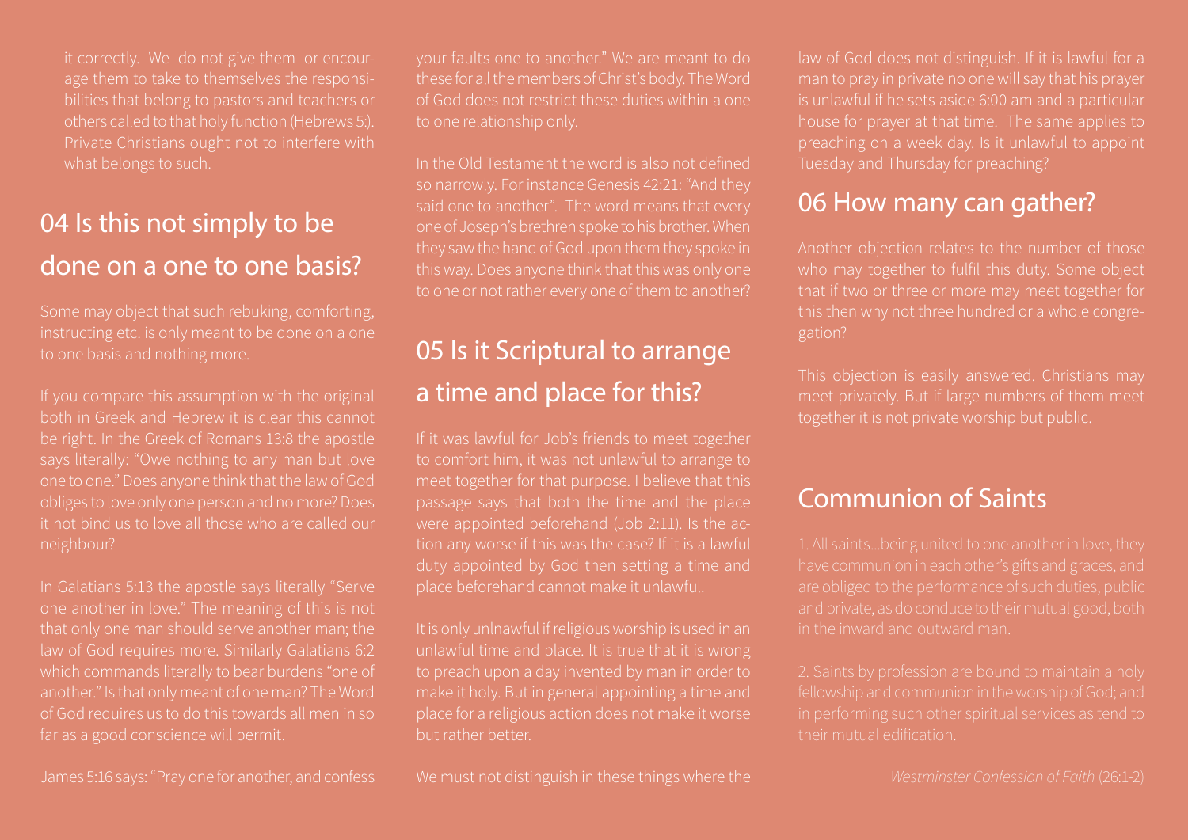it correctly. We do not give them or encourage them to take to themselves the responsibilities that belong to pastors and teachers or others called to that holy function (Hebrews 5:). Private Christians ought not to interfere with what belongs to such.

## 04 Is this not simply to be done on a one to one basis?

Some may object that such rebuking, comforting, instructing etc. is only meant to be done on a one to one basis and nothing more.

If you compare this assumption with the original both in Greek and Hebrew it is clear this cannot be right. In the Greek of Romans 13:8 the apostle says literally: "Owe nothing to any man but love one to one." Does anyone think that the law of God obliges to love only one person and no more? Does it not bind us to love all those who are called our neighbour?

In Galatians 5:13 the apostle says literally "Serve one another in love." The meaning of this is not that only one man should serve another man; the law of God requires more. Similarly Galatians 6:2 which commands literally to bear burdens "one of another." Is that only meant of one man? The Word of God requires us to do this towards all men in so far as a good conscience will permit.

James 5:16 says: "Pray one for another, and confess your faults one to another." We are meant to do these for all the members of Christ's body. The Word of God does not restrict these duties within a one to one relationship only.

In the Old Testament the word is also not defined so narrowly. For instance Genesis 42:21: "And they said one to another". The word means that every one of Joseph's brethren spoke to his brother. When they saw the hand of God upon them they spoke in this way. Does anyone think that this was only one to one or not rather every one of them to another?

## 05 Is it Scriptural to arrange a time and place for this?

If it was lawful for Job's friends to meet together to comfort him, it was not unlawful to arrange to meet together for that purpose. I believe that this passage says that both the time and the place were appointed beforehand (Job 2:11). Is the action any worse if this was the case? If it is a lawful duty appointed by God then setting a time and place beforehand cannot make it unlawful.

It is only unlnawful if religious worship is used in an unlawful time and place. It is true that it is wrong to preach upon a day invented by man in order to make it holy. But in general appointing a time and place for a religious action does not make it worse but rather better.

We must not distinguish in these things where the law of God does not distinguish. If it is lawful for a man to pray in private no one will say that his prayer is unlawful if he sets aside 6:00 am and a particular house for prayer at that time. The same applies to preaching on a week day. Is it unlawful to appoint Tuesday and Thursday for preaching?

## 06 How many can gather?

Another objection relates to the number of those who may together to fulfil this duty. Some object that if two or three or more may meet together for this then why not three hundred or a whole congregation?

This objection is easily answered. Christians may meet privately. But if large numbers of them meet together it is not private worship but public.

## Communion of Saints

1. All saints...being united to one another in love, they have communion in each other's gifts and graces, and are obliged to the performance of such duties, public and private, as do conduce to their mutual good, both in the inward and outward man.

2. Saints by profession are bound to maintain a holy fellowship and communion in the worship of God; and in performing such other spiritual services as tend to their mutual edification.

*Westminster Confession of Faith* (26:1-2)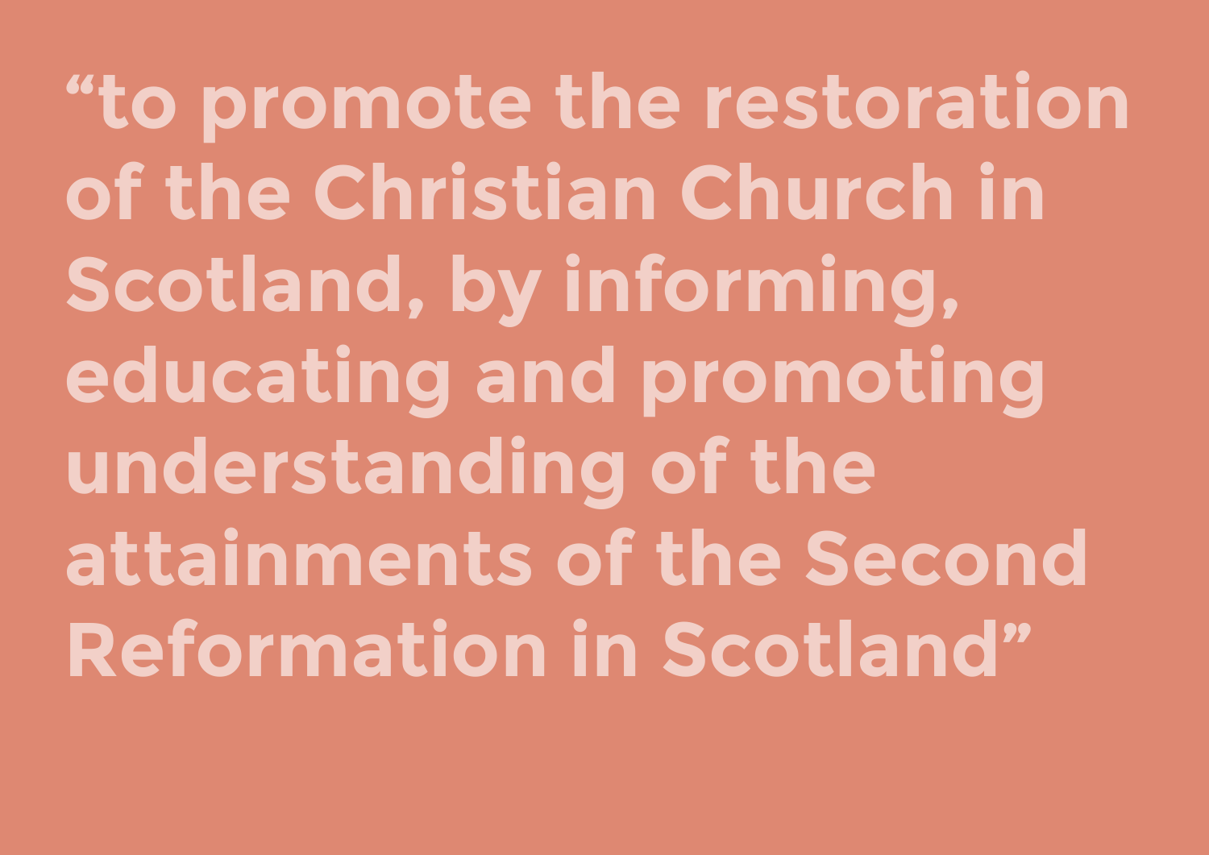**“to promote the restoration of the Christian Church in Scotland, by informing, educating and promoting understanding of the attainments of the Second Reformation in Scotland”**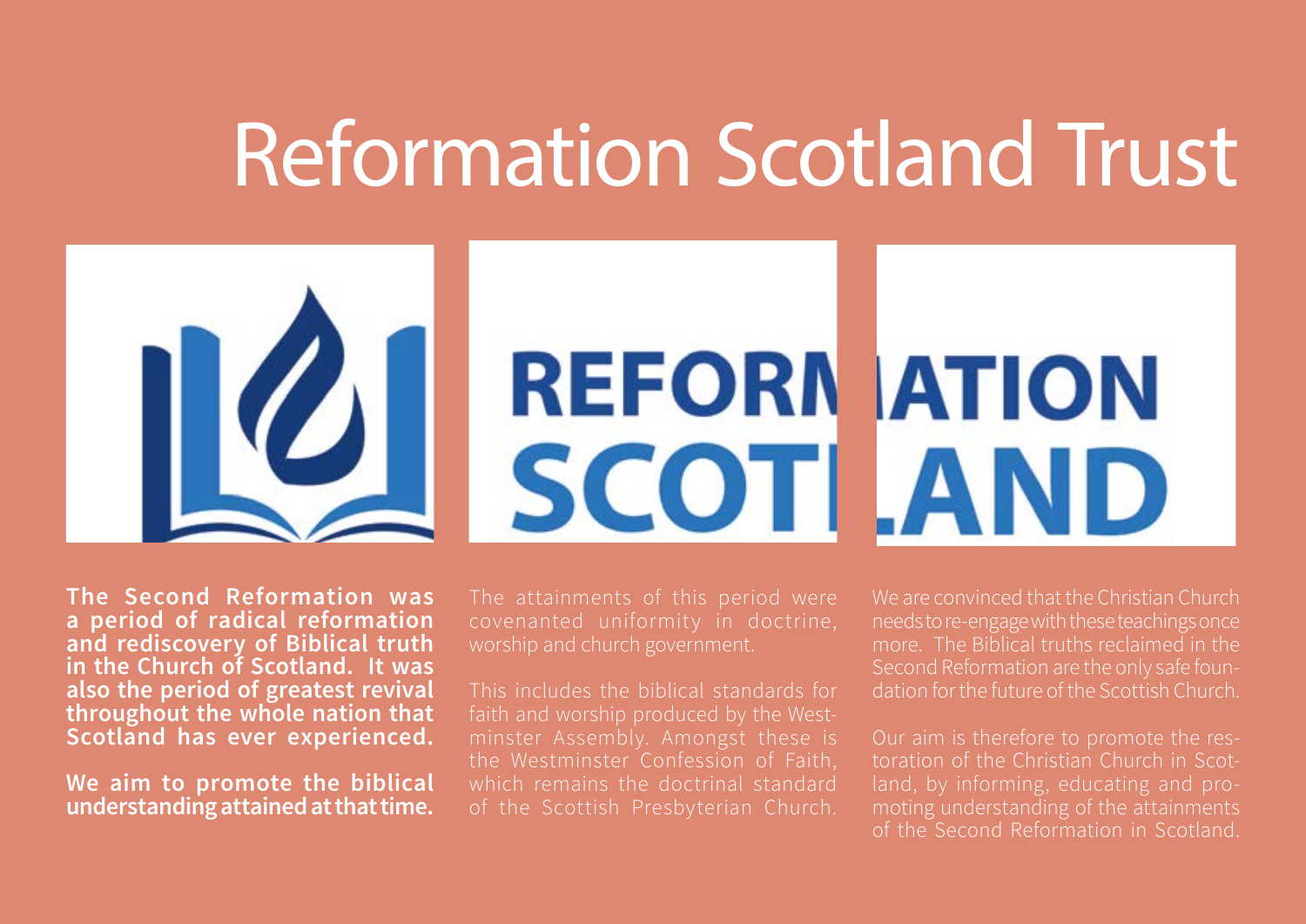# Reformation Scotland Trust

**The Second Reformation was a period of radical reformation and rediscovery of Biblical truth in the Church of Scotland. It was also the period of greatest revival throughout the whole nation that Scotland has ever experienced.**

**We aim to promote the biblical understanding attained at that time.**

The attainments of this period were covenanted uniformity in doctrine, worship and church government.

This includes the biblical standards for faith and worship produced by the Westminster Assembly. Amongst these is the Westminster Confession of Faith, which remains the doctrinal standard of the Scottish Presbyterian Church.

We are convinced that the Christian Church needs to re-engage with these teachings once more. The Biblical truths reclaimed in the Second Reformation are the only safe foundation for the future of the Scottish Church.

Our aim is therefore to promote the restoration of the Christian Church in Scotland, by informing, educating and promoting understanding of the attainments of the Second Reformation in Scotland.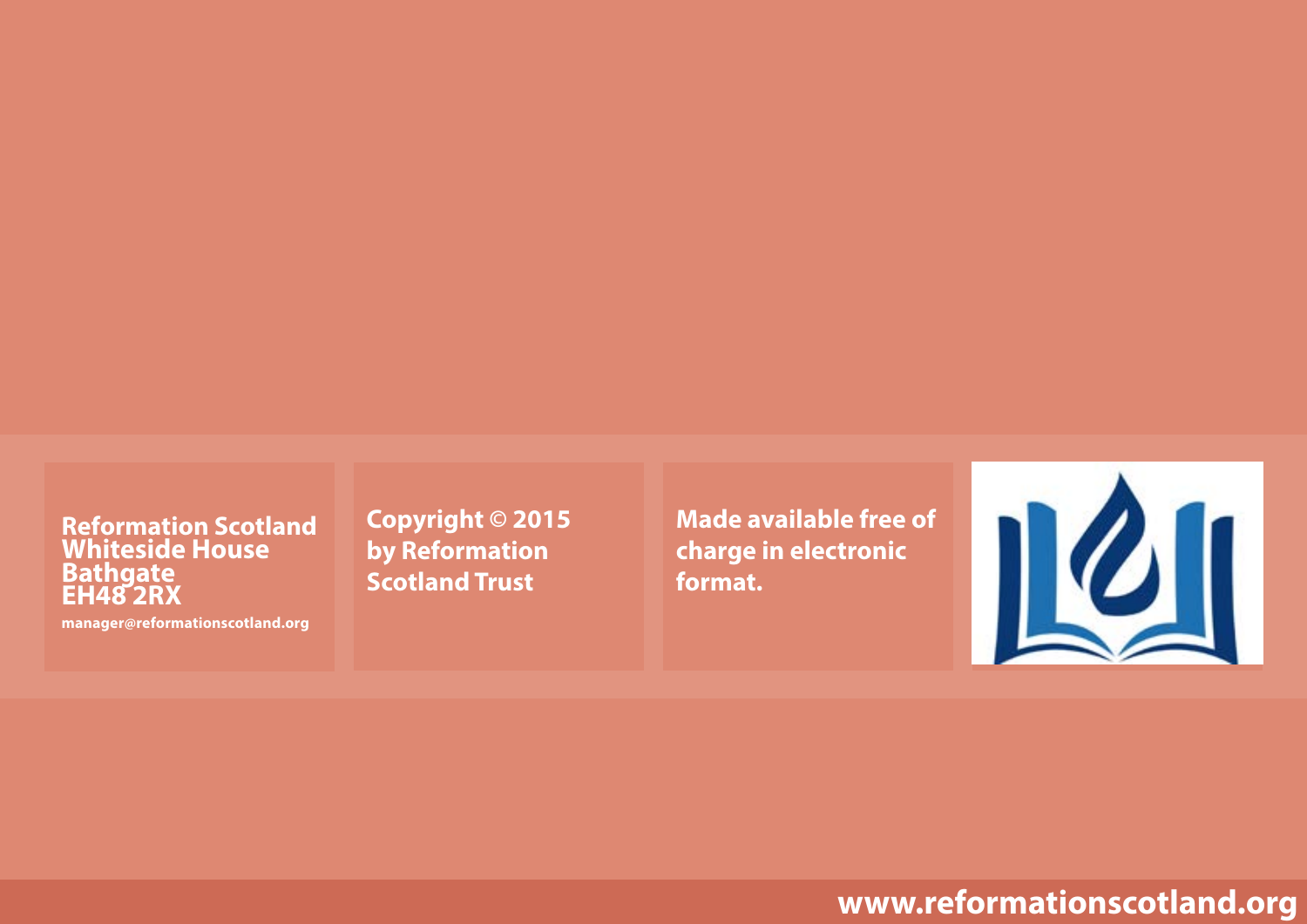**Reformation Scotland**
**Whiteside House**
**Bathgate**
**EH48 2RX**
**manager@reformationscotland.org**

**Copyright © 2015 by Reformation Scotland Trust**

**Made available free of charge in electronic format.**

**www.reformationscotland.org**